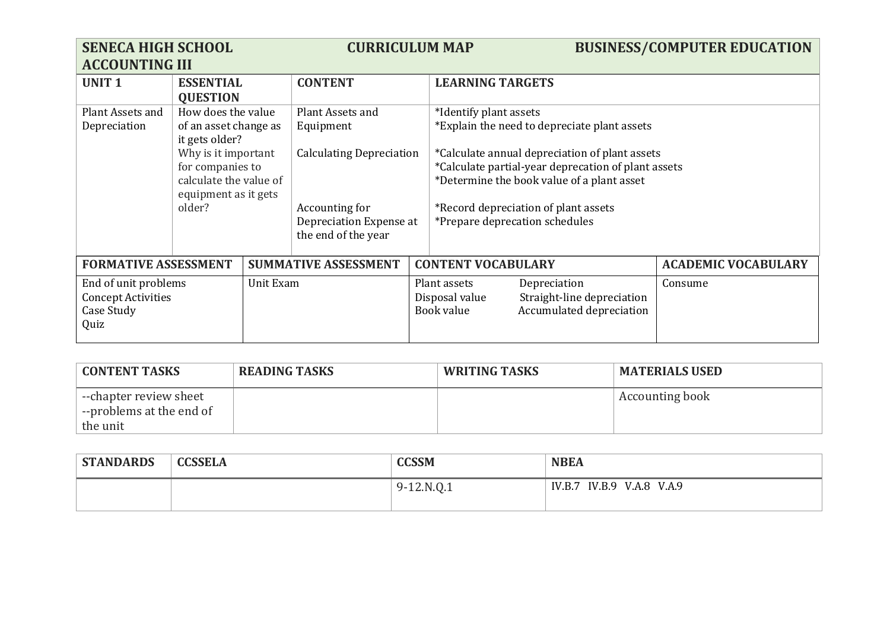| SENECA HIGH SCHOOL ACCOUNTING III | CURRICULUM MAP | BUSINESS/COMPUTER EDUCATION |
|---|---|---|

| UNIT 1 | ESSENTIAL QUESTION | CONTENT | LEARNING TARGETS |
|---|---|---|---|
| Plant Assets and Depreciation | How does the value of an asset change as it gets older?<br>Why is it important for companies to calculate the value of equipment as it gets older? | Plant Assets and Equipment<br><br>Calculating Depreciation<br><br>Accounting for Depreciation Expense at the end of the year | *Identify plant assets<br>*Explain the need to depreciate plant assets<br><br>*Calculate annual depreciation of plant assets<br>*Calculate partial-year deprecation of plant assets<br>*Determine the book value of a plant asset<br><br>*Record depreciation of plant assets<br>*Prepare deprecation schedules |

| FORMATIVE ASSESSMENT | SUMMATIVE ASSESSMENT | CONTENT VOCABULARY | | ACADEMIC VOCABULARY |
|---|---|---|---|---|
| End of unit problems<br>Concept Activities<br>Case Study<br>Quiz | Unit Exam | Plant assets<br>Disposal value<br>Book value | Depreciation<br>Straight-line depreciation<br>Accumulated depreciation | Consume |

| CONTENT TASKS | READING TASKS | WRITING TASKS | MATERIALS USED |
|---|---|---|---|
| --chapter review sheet<br>--problems at the end of the unit | | | Accounting book |

| STANDARDS | CCSSELA | CCSSM | NBEA |
|---|---|---|---|
| | | 9-12.N.Q.1 | IV.B.7 IV.B.9 V.A.8 V.A.9 |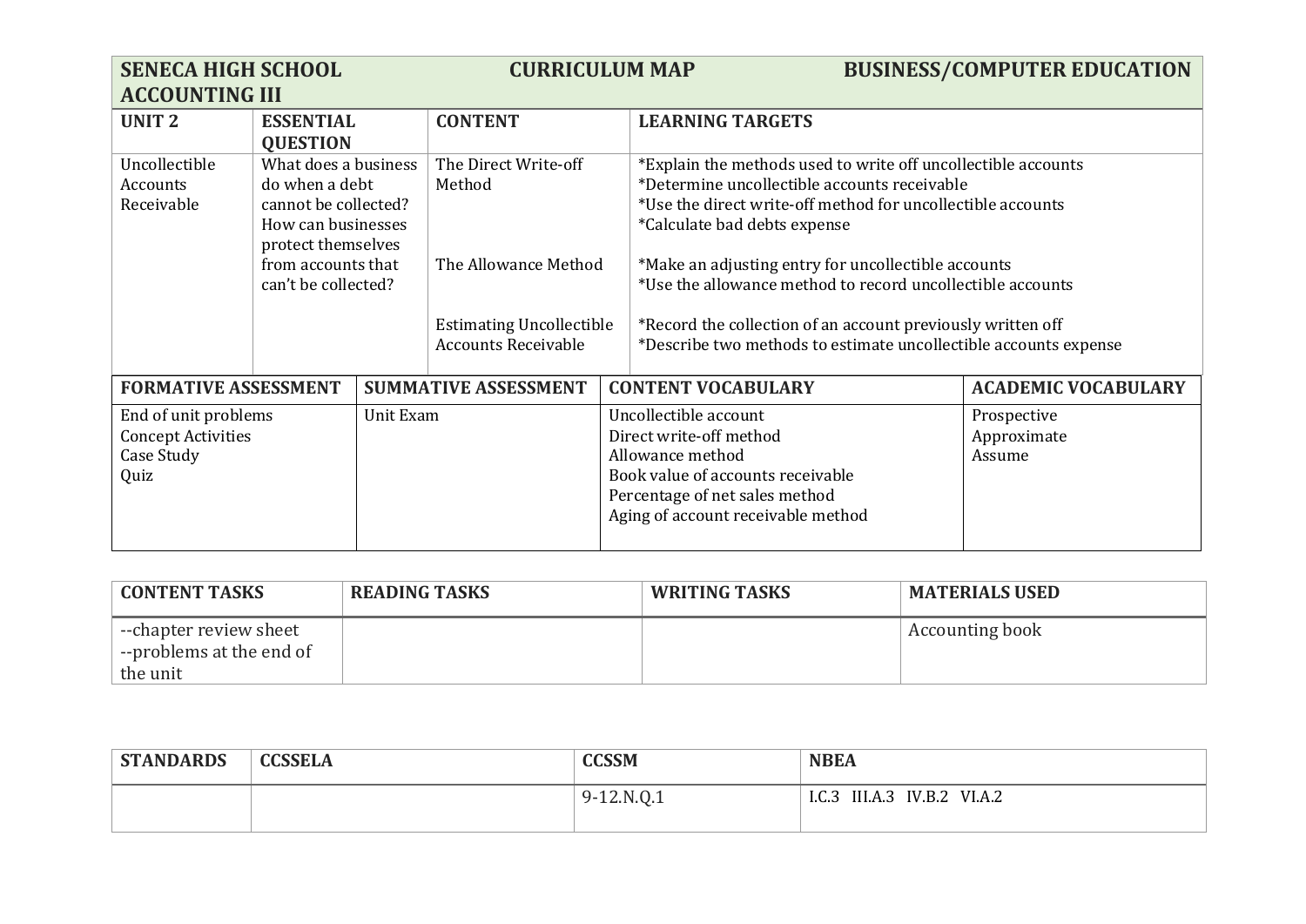| SENECA HIGH SCHOOL ACCOUNTING III | | CURRICULUM MAP | BUSINESS/COMPUTER EDUCATION |
|---|---|---|---|
| **UNIT 2** | **ESSENTIAL QUESTION** | **CONTENT** | **LEARNING TARGETS** |
| Uncollectible Accounts Receivable | What does a business do when a debt cannot be collected? How can businesses protect themselves from accounts that can't be collected? | The Direct Write-off Method | *Explain the methods used to write off uncollectible accounts<br>*Determine uncollectible accounts receivable<br>*Use the direct write-off method for uncollectible accounts<br>*Calculate bad debts expense |
| | | The Allowance Method | *Make an adjusting entry for uncollectible accounts<br>*Use the allowance method to record uncollectible accounts |
| | | Estimating Uncollectible Accounts Receivable | *Record the collection of an account previously written off<br>*Describe two methods to estimate uncollectible accounts expense |

| FORMATIVE ASSESSMENT | SUMMATIVE ASSESSMENT | CONTENT VOCABULARY | ACADEMIC VOCABULARY |
|---|---|---|---|
| End of unit problems<br>Concept Activities<br>Case Study<br>Quiz | Unit Exam | Uncollectible account<br>Direct write-off method<br>Allowance method<br>Book value of accounts receivable<br>Percentage of net sales method<br>Aging of account receivable method | Prospective<br>Approximate<br>Assume |

| CONTENT TASKS | READING TASKS | WRITING TASKS | MATERIALS USED |
|---|---|---|---|
| --chapter review sheet<br>--problems at the end of the unit | | | Accounting book |

| STANDARDS | CCSSELA | CCSSM | NBEA |
|---|---|---|---|
| | | 9-12.N.Q.1 | I.C.3 III.A.3 IV.B.2 VI.A.2 |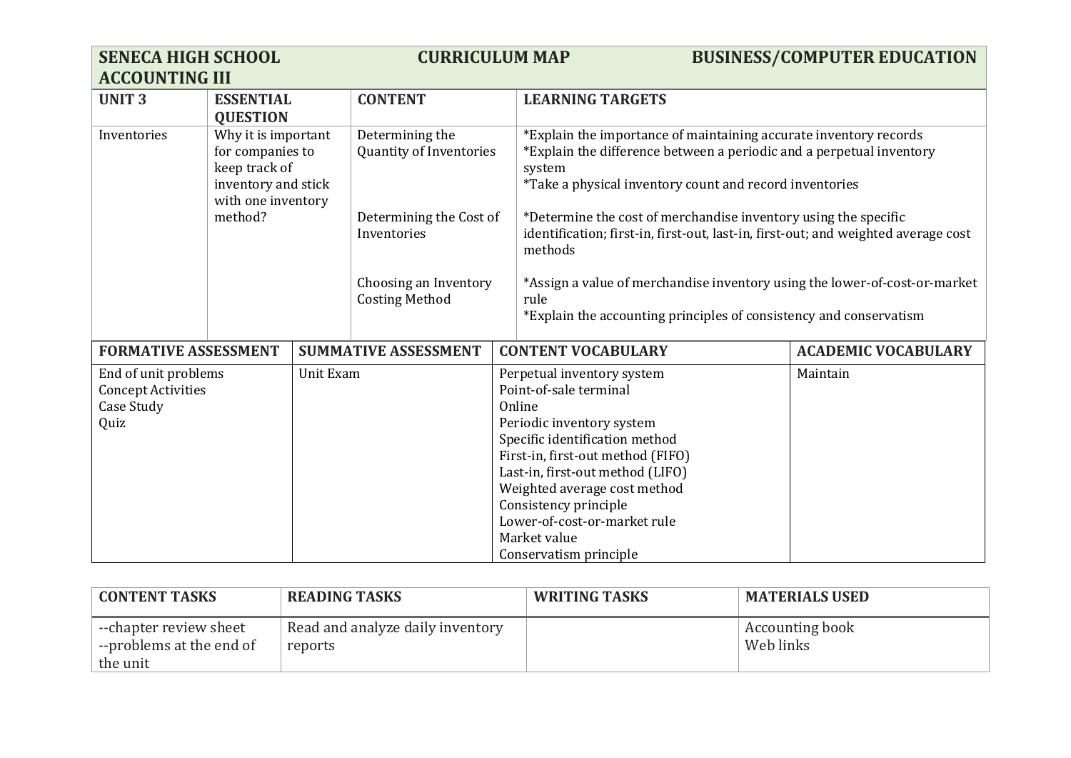| SENECA HIGH SCHOOL ACCOUNTING III | | CURRICULUM MAP | BUSINESS/COMPUTER EDUCATION |
|---|---|---|---|
| **UNIT 3** | **ESSENTIAL QUESTION** | **CONTENT** | **LEARNING TARGETS** |
| Inventories | Why it is important for companies to keep track of inventory and stick with one inventory method? | Determining the Quantity of Inventories | *Explain the importance of maintaining accurate inventory records<br>*Explain the difference between a periodic and a perpetual inventory system<br>*Take a physical inventory count and record inventories |
| | | Determining the Cost of Inventories | *Determine the cost of merchandise inventory using the specific identification; first-in, first-out, last-in, first-out; and weighted average cost methods |
| | | Choosing an Inventory Costing Method | *Assign a value of merchandise inventory using the lower-of-cost-or-market rule<br>*Explain the accounting principles of consistency and conservatism |

| FORMATIVE ASSESSMENT | SUMMATIVE ASSESSMENT | CONTENT VOCABULARY | ACADEMIC VOCABULARY |
|---|---|---|---|
| End of unit problems<br>Concept Activities<br>Case Study<br>Quiz | Unit Exam | Perpetual inventory system<br>Point-of-sale terminal<br>Online<br>Periodic inventory system<br>Specific identification method<br>First-in, first-out method (FIFO)<br>Last-in, first-out method (LIFO)<br>Weighted average cost method<br>Consistency principle<br>Lower-of-cost-or-market rule<br>Market value<br>Conservatism principle | Maintain |

| CONTENT TASKS | READING TASKS | WRITING TASKS | MATERIALS USED |
|---|---|---|---|
| --chapter review sheet<br>--problems at the end of the unit | Read and analyze daily inventory reports | | Accounting book<br>Web links |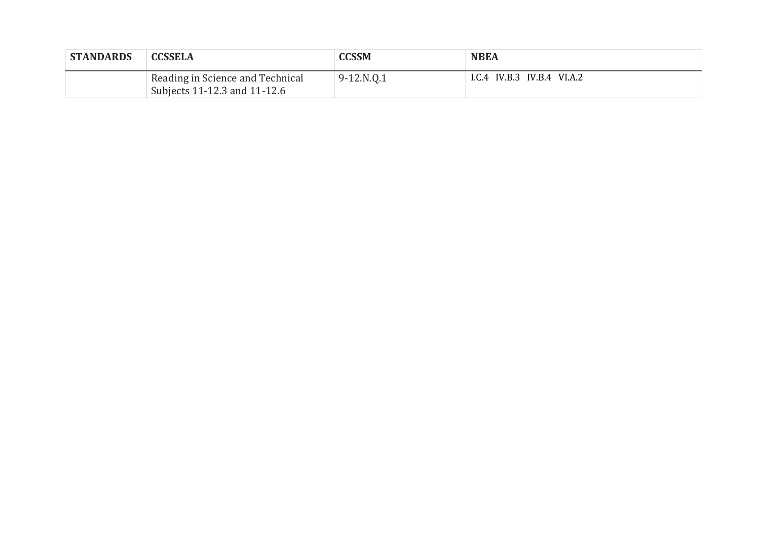| **STANDARDS** | **CCSSELA** | **CCSSM** | **NBEA** |
|---|---|---|---|
| | Reading in Science and Technical Subjects 11-12.3 and 11-12.6 | 9-12.N.Q.1 | I.C.4 IV.B.3 IV.B.4 VI.A.2 |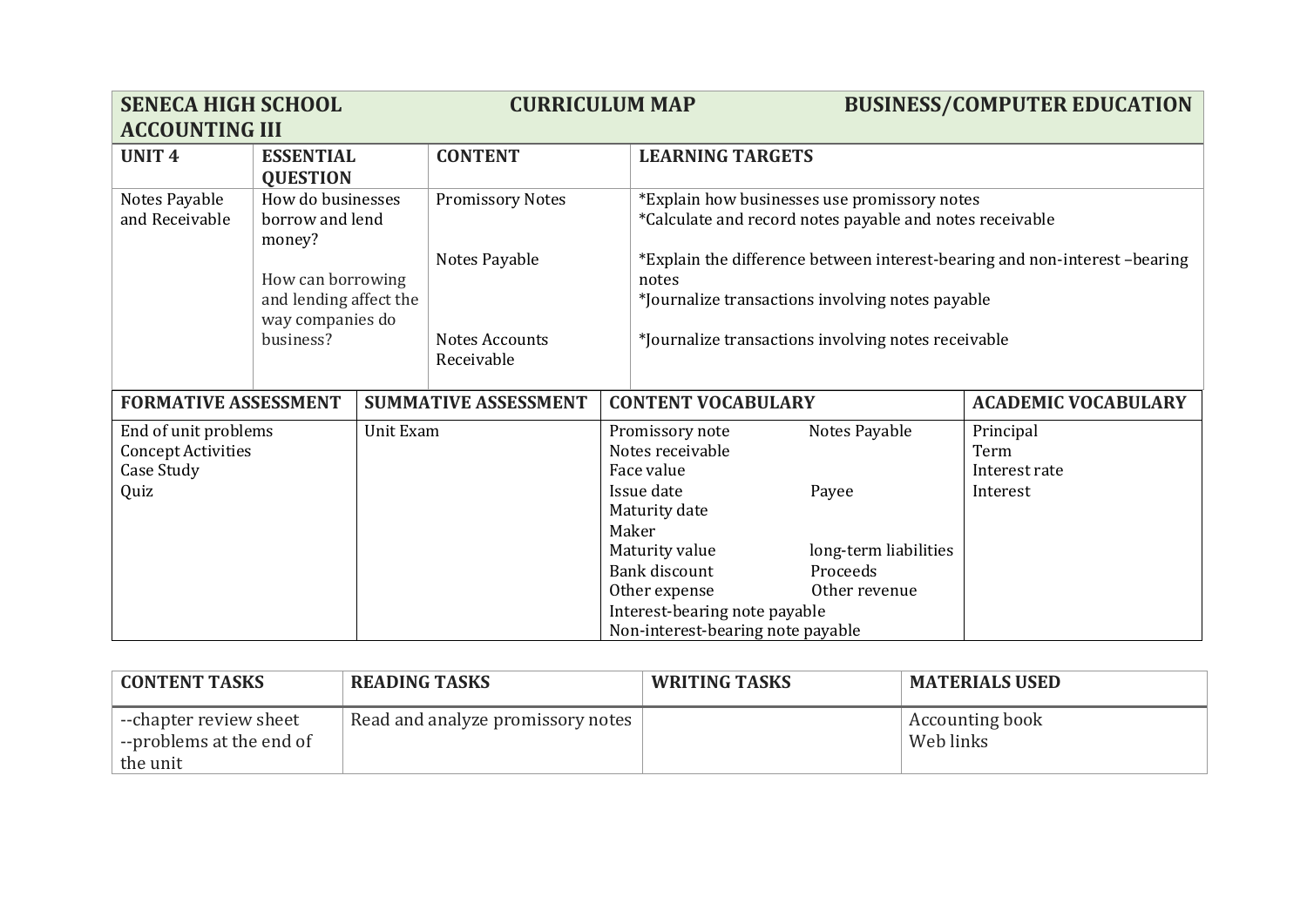| SENECA HIGH SCHOOL ACCOUNTING III | CURRICULUM MAP | BUSINESS/COMPUTER EDUCATION | |
|---|---|---|---|
| **UNIT 4** | **ESSENTIAL QUESTION** | **CONTENT** | **LEARNING TARGETS** |
| Notes Payable and Receivable | How do businesses borrow and lend money?<br><br>How can borrowing and lending affect the way companies do business? | Promissory Notes<br><br>Notes Payable<br><br>Notes Accounts Receivable | *Explain how businesses use promissory notes<br>*Calculate and record notes payable and notes receivable<br><br>*Explain the difference between interest-bearing and non-interest –bearing notes<br>*Journalize transactions involving notes payable<br><br>*Journalize transactions involving notes receivable |

| FORMATIVE ASSESSMENT | SUMMATIVE ASSESSMENT | CONTENT VOCABULARY | | ACADEMIC VOCABULARY |
|---|---|---|---|---|
| End of unit problems<br>Concept Activities<br>Case Study<br>Quiz | Unit Exam | Promissory note<br>Notes receivable<br>Face value<br>Issue date<br>Maturity date<br>Maker<br>Maturity value<br>Bank discount<br>Other expense<br>Interest-bearing note payable<br>Non-interest-bearing note payable | Notes Payable<br><br><br>Payee<br><br><br>long-term liabilities<br>Proceeds<br>Other revenue | Principal<br>Term<br>Interest rate<br>Interest |

| CONTENT TASKS | READING TASKS | WRITING TASKS | MATERIALS USED |
|---|---|---|---|
| --chapter review sheet<br>--problems at the end of the unit | Read and analyze promissory notes | | Accounting book<br>Web links |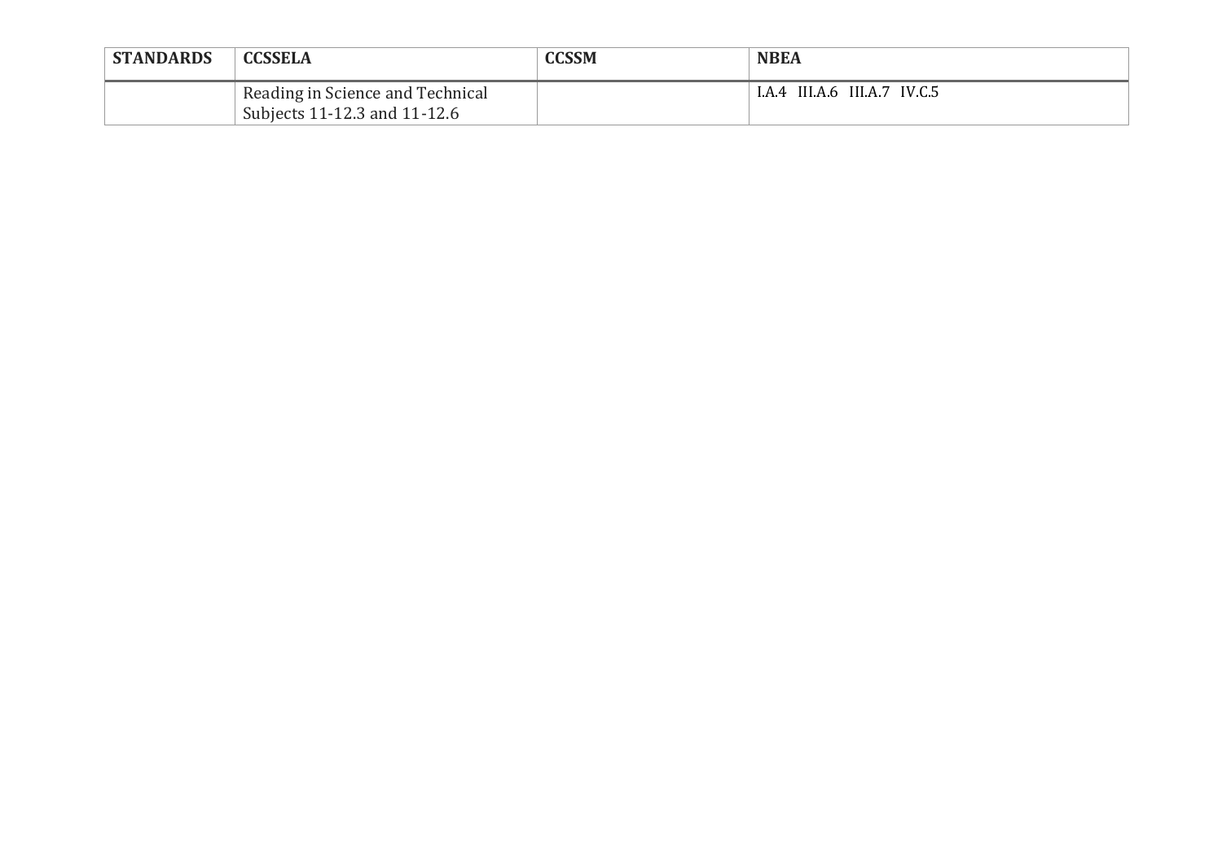| STANDARDS | CCSSELA | CCSSM | NBEA |
|---|---|---|---|
| | Reading in Science and Technical Subjects 11-12.3 and 11-12.6 | | I.A.4 III.A.6 III.A.7 IV.C.5 |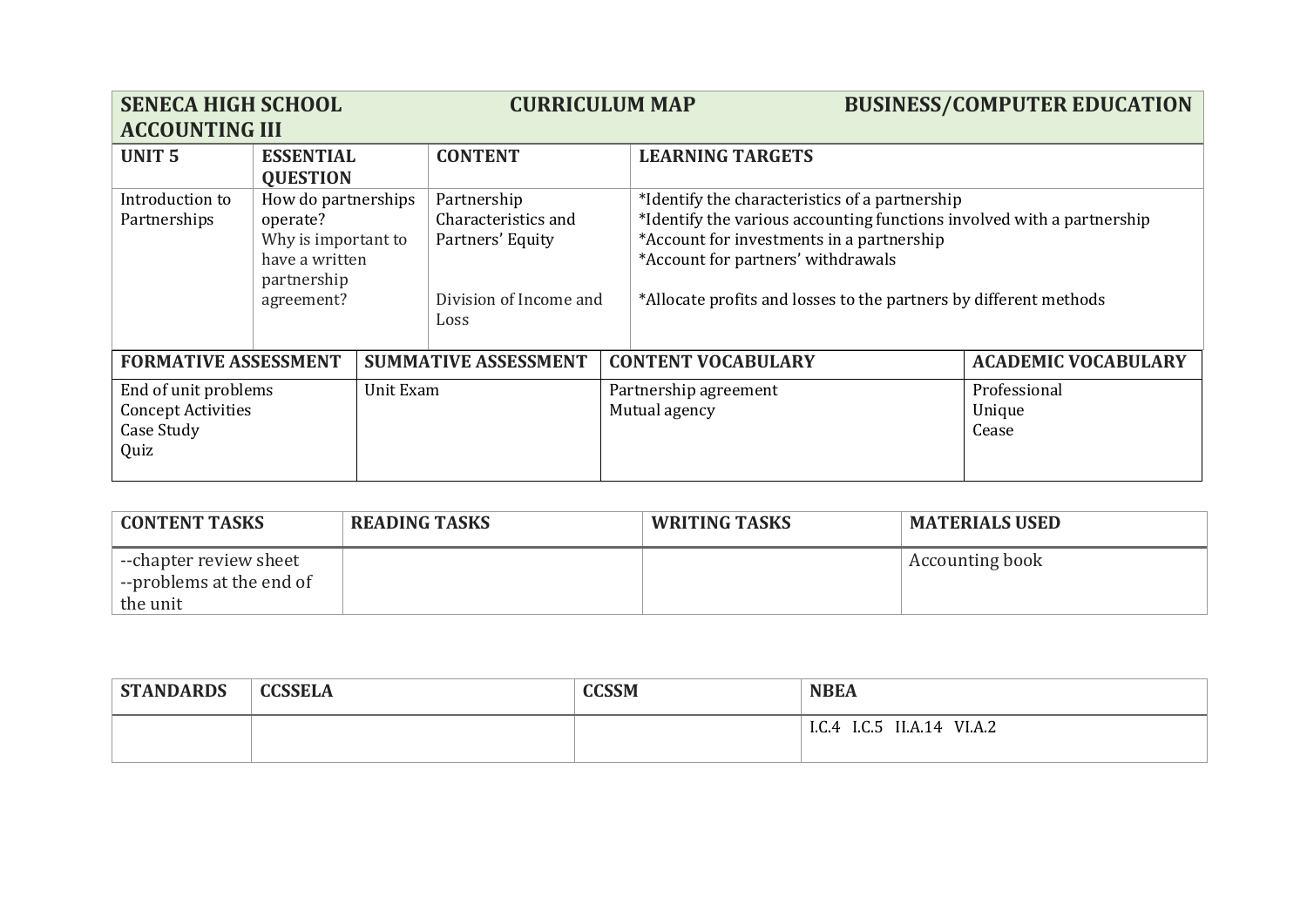| SENECA HIGH SCHOOL | CURRICULUM MAP | BUSINESS/COMPUTER EDUCATION |
|---|---|---|

**ACCOUNTING III**

| UNIT 5 | ESSENTIAL QUESTION | CONTENT | LEARNING TARGETS |
|---|---|---|---|
| Introduction to Partnerships | How do partnerships operate?<br>Why is important to have a written partnership agreement? | Partnership Characteristics and Partners' Equity<br><br>Division of Income and Loss | *Identify the characteristics of a partnership<br>*Identify the various accounting functions involved with a partnership<br>*Account for investments in a partnership<br>*Account for partners' withdrawals<br><br>*Allocate profits and losses to the partners by different methods |

| FORMATIVE ASSESSMENT | SUMMATIVE ASSESSMENT | CONTENT VOCABULARY | ACADEMIC VOCABULARY |
|---|---|---|---|
| End of unit problems<br>Concept Activities<br>Case Study<br>Quiz | Unit Exam | Partnership agreement<br>Mutual agency | Professional<br>Unique<br>Cease |

| CONTENT TASKS | READING TASKS | WRITING TASKS | MATERIALS USED |
|---|---|---|---|
| --chapter review sheet<br>--problems at the end of the unit | | | Accounting book |

| STANDARDS | CCSSELA | CCSSM | NBEA |
|---|---|---|---|
| | | | I.C.4 I.C.5 II.A.14 VI.A.2 |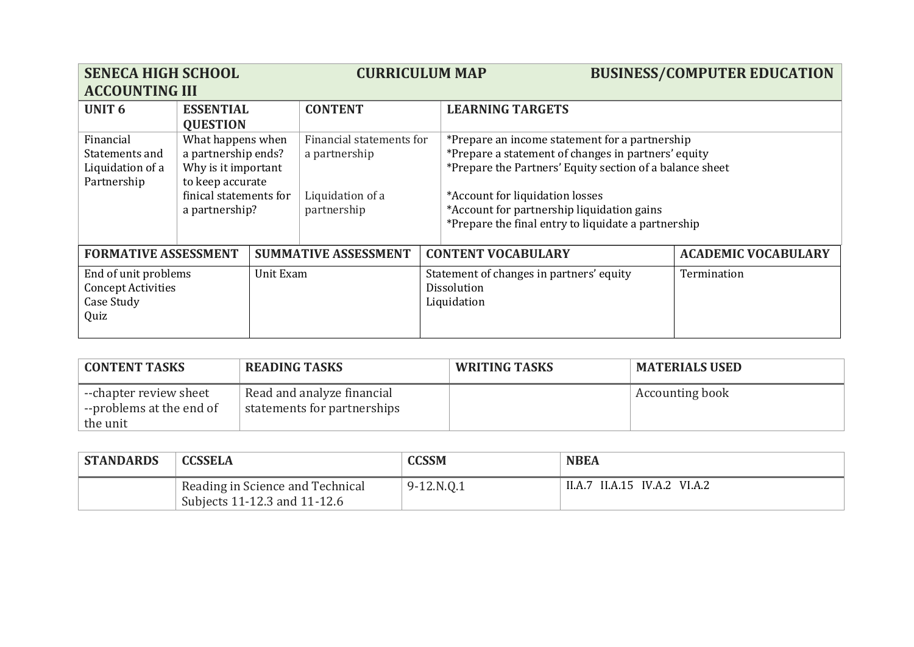| SENECA HIGH SCHOOL ACCOUNTING III | CURRICULUM MAP | BUSINESS/COMPUTER EDUCATION | |
|---|---|---|---|
| **UNIT 6** | **ESSENTIAL QUESTION** | **CONTENT** | **LEARNING TARGETS** |
| Financial Statements and Liquidation of a Partnership | What happens when a partnership ends? Why is it important to keep accurate finical statements for a partnership? | Financial statements for a partnership<br><br>Liquidation of a partnership | *Prepare an income statement for a partnership<br>*Prepare a statement of changes in partners' equity<br>*Prepare the Partners' Equity section of a balance sheet<br><br>*Account for liquidation losses<br>*Account for partnership liquidation gains<br>*Prepare the final entry to liquidate a partnership |

| FORMATIVE ASSESSMENT | SUMMATIVE ASSESSMENT | CONTENT VOCABULARY | ACADEMIC VOCABULARY |
|---|---|---|---|
| End of unit problems<br>Concept Activities<br>Case Study<br>Quiz | Unit Exam | Statement of changes in partners' equity<br>Dissolution<br>Liquidation | Termination |

| CONTENT TASKS | READING TASKS | WRITING TASKS | MATERIALS USED |
|---|---|---|---|
| --chapter review sheet<br>--problems at the end of the unit | Read and analyze financial statements for partnerships | | Accounting book |

| STANDARDS | CCSSELA | CCSSM | NBEA |
|---|---|---|---|
| | Reading in Science and Technical Subjects 11-12.3 and 11-12.6 | 9-12.N.Q.1 | II.A.7 II.A.15 IV.A.2 VI.A.2 |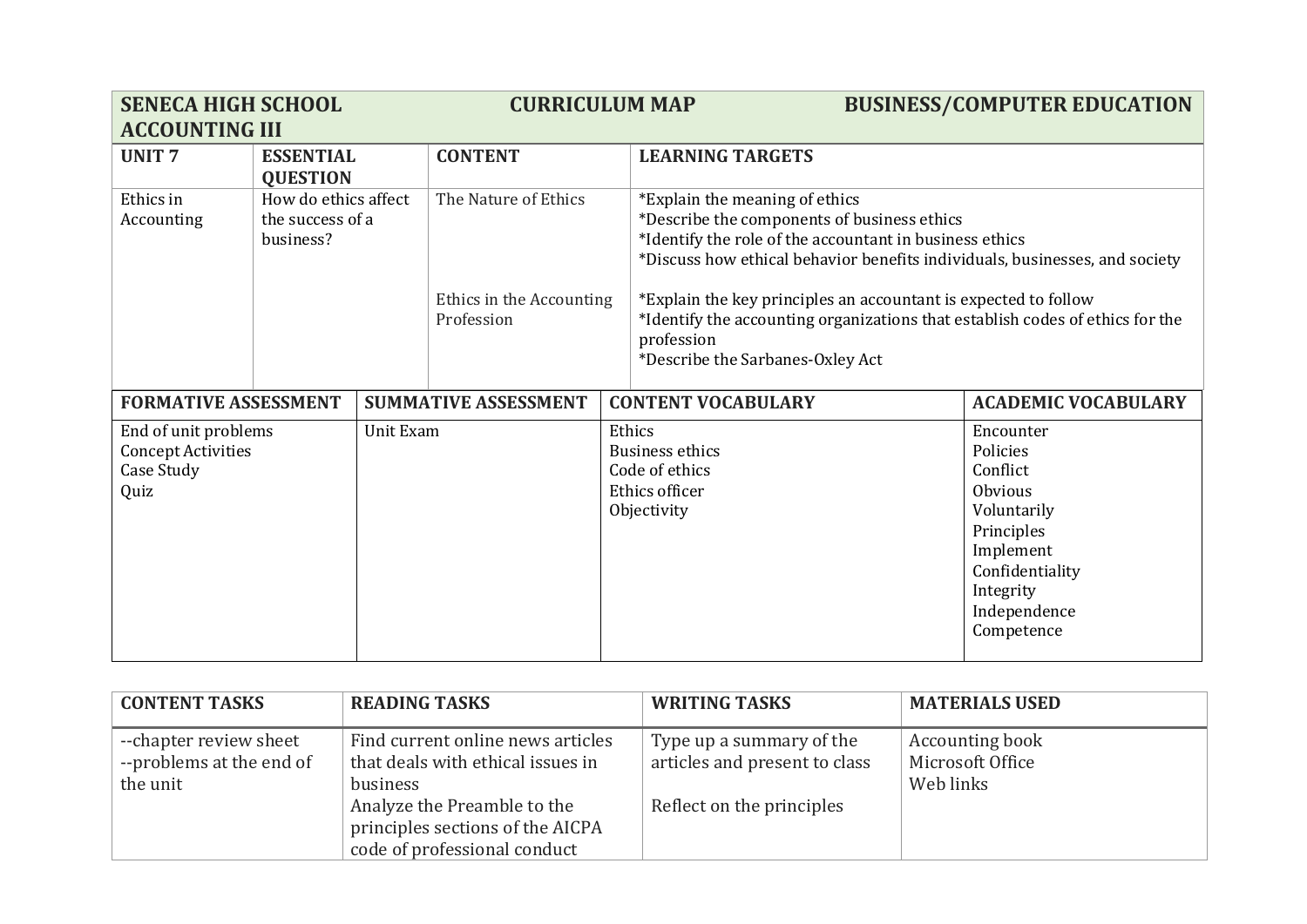| SENECA HIGH SCHOOL ACCOUNTING III | CURRICULUM MAP | | BUSINESS/COMPUTER EDUCATION |
|---|---|---|---|
| **UNIT 7** | **ESSENTIAL QUESTION** | **CONTENT** | **LEARNING TARGETS** |
| Ethics in Accounting | How do ethics affect the success of a business? | The Nature of Ethics<br><br>Ethics in the Accounting Profession | *Explain the meaning of ethics<br>*Describe the components of business ethics<br>*Identify the role of the accountant in business ethics<br>*Discuss how ethical behavior benefits individuals, businesses, and society<br><br>*Explain the key principles an accountant is expected to follow<br>*Identify the accounting organizations that establish codes of ethics for the profession<br>*Describe the Sarbanes-Oxley Act |

| FORMATIVE ASSESSMENT | SUMMATIVE ASSESSMENT | CONTENT VOCABULARY | ACADEMIC VOCABULARY |
|---|---|---|---|
| End of unit problems<br>Concept Activities<br>Case Study<br>Quiz | Unit Exam | Ethics<br>Business ethics<br>Code of ethics<br>Ethics officer<br>Objectivity | Encounter<br>Policies<br>Conflict<br>Obvious<br>Voluntarily<br>Principles<br>Implement<br>Confidentiality<br>Integrity<br>Independence<br>Competence |

| CONTENT TASKS | READING TASKS | WRITING TASKS | MATERIALS USED |
|---|---|---|---|
| --chapter review sheet<br>--problems at the end of the unit | Find current online news articles that deals with ethical issues in business<br>Analyze the Preamble to the principles sections of the AICPA code of professional conduct | Type up a summary of the articles and present to class<br><br>Reflect on the principles | Accounting book<br>Microsoft Office<br>Web links |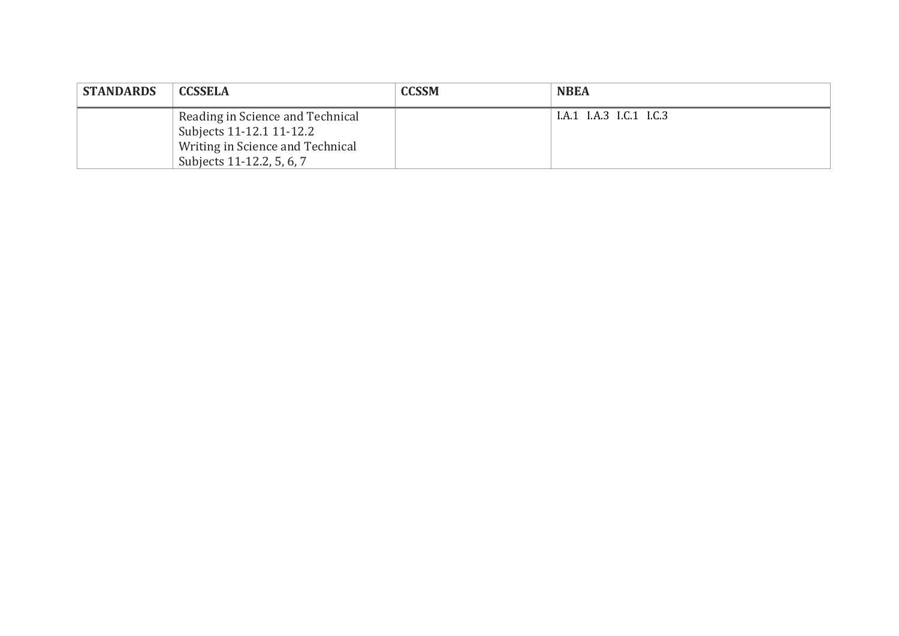| STANDARDS | CCSSELA | CCSSM | NBEA |
|---|---|---|---|
| | Reading in Science and Technical Subjects 11-12.1 11-12.2<br>Writing in Science and Technical Subjects 11-12.2, 5, 6, 7 | | I.A.1 I.A.3 I.C.1 I.C.3 |